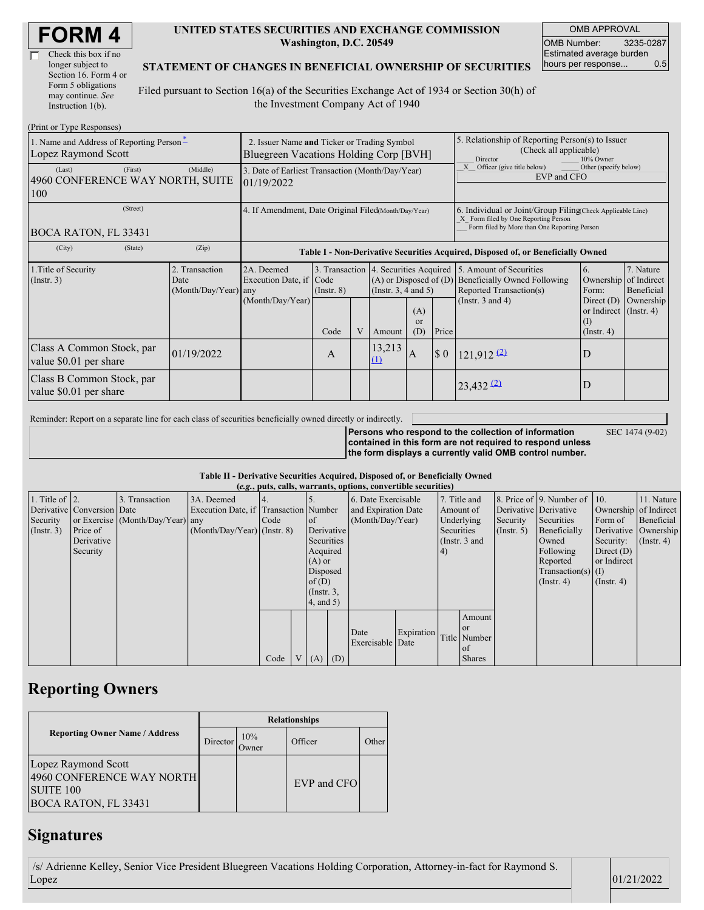# FORM 4

☐ Check this box if no longer subject to Section 16. Form 4 or Form 5 obligations may continue. *See* Instruction 1(b).

**UNITED STATES SECURITIES AND EXCHANGE COMMISSION**
**Washington, D.C. 20549**

**STATEMENT OF CHANGES IN BENEFICIAL OWNERSHIP OF SECURITIES**

Filed pursuant to Section 16(a) of the Securities Exchange Act of 1934 or Section 30(h) of the Investment Company Act of 1940

| OMB APPROVAL | |
|---|---|
| OMB Number: | 3235-0287 |
| Estimated average burden hours per response... | 0.5 |

(Print or Type Responses)

| 1. Name and Address of Reporting Person* | 2. Issuer Name **and** Ticker or Trading Symbol | 5. Relationship of Reporting Person(s) to Issuer (Check all applicable) |
|---|---|---|
| Lopez Raymond Scott | Bluegreen Vacations Holding Corp [BVH] | ___ Director ___ 10% Owner |
| (Last) (First) (Middle) | 3. Date of Earliest Transaction (Month/Day/Year) | _X_ Officer (give title below) ___ Other (specify below) |
| 4960 CONFERENCE WAY NORTH, SUITE 100 | 01/19/2022 | EVP and CFO |
| (Street) | 4. If Amendment, Date Original Filed(Month/Day/Year) | 6. Individual or Joint/Group Filing(Check Applicable Line) |
| BOCA RATON, FL 33431 | | _X_ Form filed by One Reporting Person |
| (City) (State) (Zip) | | ___ Form filed by More than One Reporting Person |

**Table I - Non-Derivative Securities Acquired, Disposed of, or Beneficially Owned**

| 1.Title of Security (Instr. 3) | 2. Transaction Date (Month/Day/Year) | 2A. Deemed Execution Date, if any (Month/Day/Year) | 3. Transaction Code (Instr. 8) | | 4. Securities Acquired (A) or Disposed of (D) (Instr. 3, 4 and 5) | | | 5. Amount of Securities Beneficially Owned Following Reported Transaction(s) (Instr. 3 and 4) | 6. Ownership Form: Direct (D) or Indirect (I) (Instr. 4) | 7. Nature of Indirect Beneficial Ownership (Instr. 4) |
|---|---|---|---|---|---|---|---|---|---|---|
| | | | Code | V | Amount | (A) or (D) | Price | | | |
| Class A Common Stock, par value $0.01 per share | 01/19/2022 | | A | | 13,213 (1) | A | $ 0 | 121,912 (2) | D | |
| Class B Common Stock, par value $0.01 per share | | | | | | | | 23,432 (2) | D | |

Reminder: Report on a separate line for each class of securities beneficially owned directly or indirectly.

**Persons who respond to the collection of information contained in this form are not required to respond unless the form displays a currently valid OMB control number.** SEC 1474 (9-02)

**Table II - Derivative Securities Acquired, Disposed of, or Beneficially Owned**
**(*e.g.*, puts, calls, warrants, options, convertible securities)**

| 1. Title of Derivative Security (Instr. 3) | 2. Conversion or Exercise Price of Derivative Security | 3. Transaction Date (Month/Day/Year) | 3A. Deemed Execution Date, if any (Month/Day/Year) | 4. Transaction Code (Instr. 8) | | 5. Number of Derivative Securities Acquired (A) or Disposed of (D) (Instr. 3, 4, and 5) | | 6. Date Exercisable and Expiration Date (Month/Day/Year) | | 7. Title and Amount of Underlying Securities (Instr. 3 and 4) | | 8. Price of Derivative Security (Instr. 5) | 9. Number of Derivative Securities Beneficially Owned Following Reported Transaction(s) (Instr. 4) | 10. Ownership Form of Derivative Security: Direct (D) or Indirect (I) (Instr. 4) | 11. Nature of Indirect Beneficial Ownership (Instr. 4) |
|---|---|---|---|---|---|---|---|---|---|---|---|---|---|---|---|
| | | | | Code | V | (A) | (D) | Date Exercisable | Expiration Date | Title | Amount or Number of Shares | | | | |

## Reporting Owners

| Reporting Owner Name / Address | Relationships | | | |
|---|---|---|---|---|
| | Director | 10% Owner | Officer | Other |
| Lopez Raymond Scott<br>4960 CONFERENCE WAY NORTH<br>SUITE 100<br>BOCA RATON, FL 33431 | | | EVP and CFO | |

## Signatures

| | |
|---|---|
| /s/ Adrienne Kelley, Senior Vice President Bluegreen Vacations Holding Corporation, Attorney-in-fact for Raymond S. Lopez | 01/21/2022 |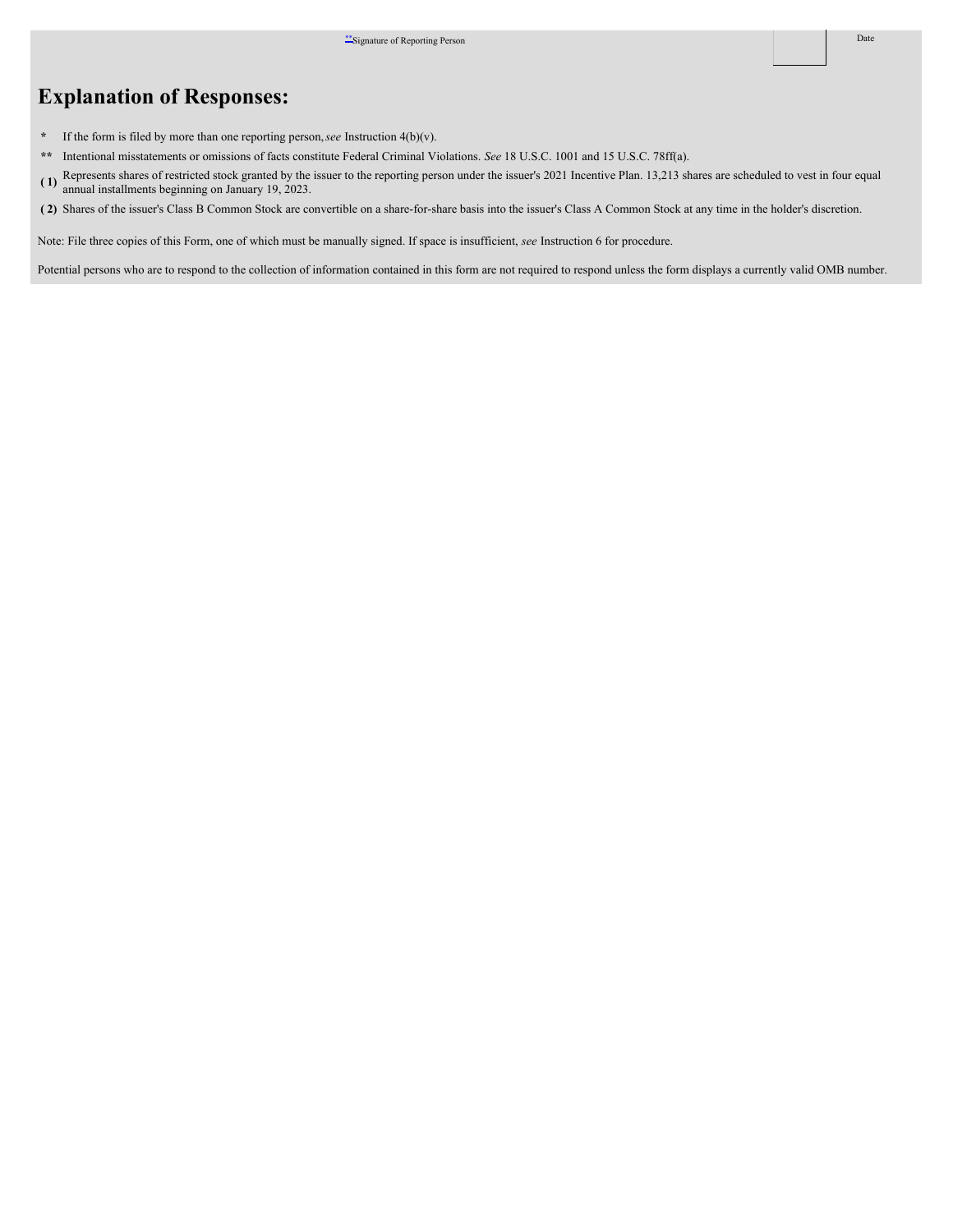| | |
|---|---|
| **Signature of Reporting Person | Date |

## Explanation of Responses:

\* If the form is filed by more than one reporting person, *see* Instruction 4(b)(v).

** Intentional misstatements or omissions of facts constitute Federal Criminal Violations. *See* 18 U.S.C. 1001 and 15 U.S.C. 78ff(a).

**( 1)** Represents shares of restricted stock granted by the issuer to the reporting person under the issuer's 2021 Incentive Plan. 13,213 shares are scheduled to vest in four equal annual installments beginning on January 19, 2023.

**( 2)** Shares of the issuer's Class B Common Stock are convertible on a share-for-share basis into the issuer's Class A Common Stock at any time in the holder's discretion.

Note: File three copies of this Form, one of which must be manually signed. If space is insufficient, *see* Instruction 6 for procedure.

Potential persons who are to respond to the collection of information contained in this form are not required to respond unless the form displays a currently valid OMB number.